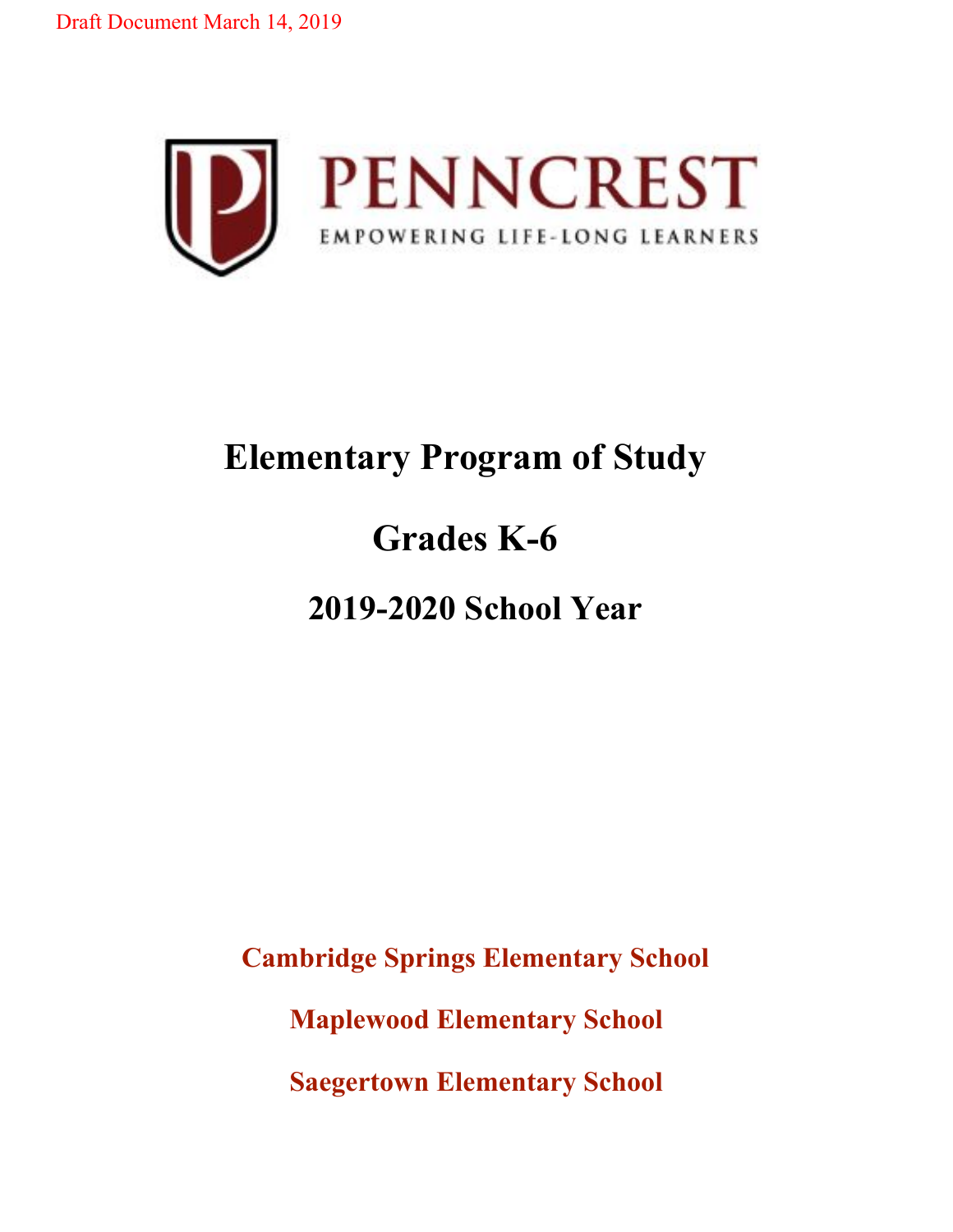Draft Document March 14, 2019

PENNCREST

EMPOWERING LIFE-LONG LEARNERS

# Elementary Program of Study

# Grades K-6

## 2019-2020 School Year

**Cambridge Springs Elementary School**

**Maplewood Elementary School**

**Saegertown Elementary School**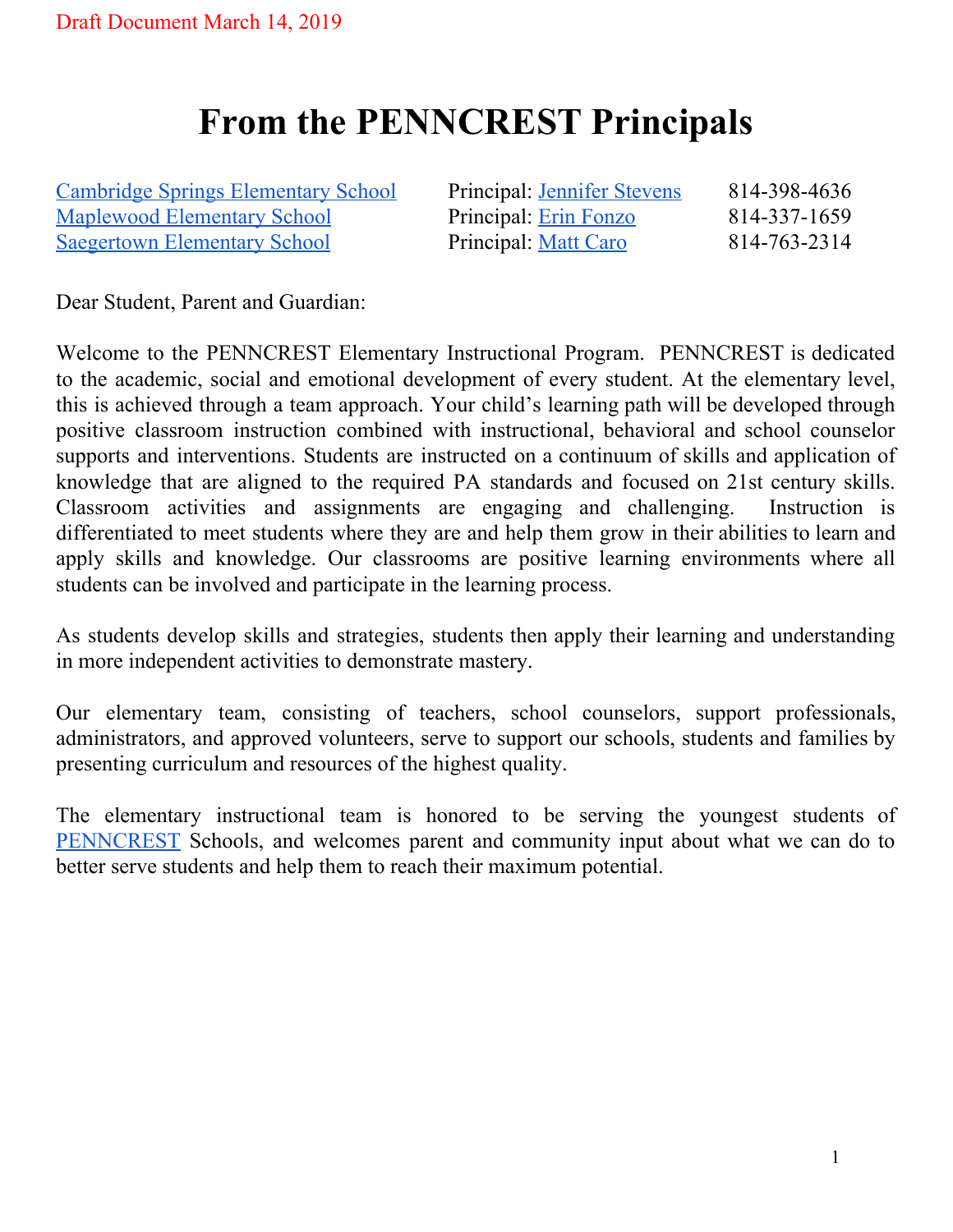Draft Document March 14, 2019

# From the PENNCREST Principals

| | | |
|---|---|---|
| Cambridge Springs Elementary School | Principal: Jennifer Stevens | 814-398-4636 |
| Maplewood Elementary School | Principal: Erin Fonzo | 814-337-1659 |
| Saegertown Elementary School | Principal: Matt Caro | 814-763-2314 |

Dear Student, Parent and Guardian:

Welcome to the PENNCREST Elementary Instructional Program. PENNCREST is dedicated to the academic, social and emotional development of every student. At the elementary level, this is achieved through a team approach. Your child's learning path will be developed through positive classroom instruction combined with instructional, behavioral and school counselor supports and interventions. Students are instructed on a continuum of skills and application of knowledge that are aligned to the required PA standards and focused on 21st century skills. Classroom activities and assignments are engaging and challenging. Instruction is differentiated to meet students where they are and help them grow in their abilities to learn and apply skills and knowledge. Our classrooms are positive learning environments where all students can be involved and participate in the learning process.

As students develop skills and strategies, students then apply their learning and understanding in more independent activities to demonstrate mastery.

Our elementary team, consisting of teachers, school counselors, support professionals, administrators, and approved volunteers, serve to support our schools, students and families by presenting curriculum and resources of the highest quality.

The elementary instructional team is honored to be serving the youngest students of PENNCREST Schools, and welcomes parent and community input about what we can do to better serve students and help them to reach their maximum potential.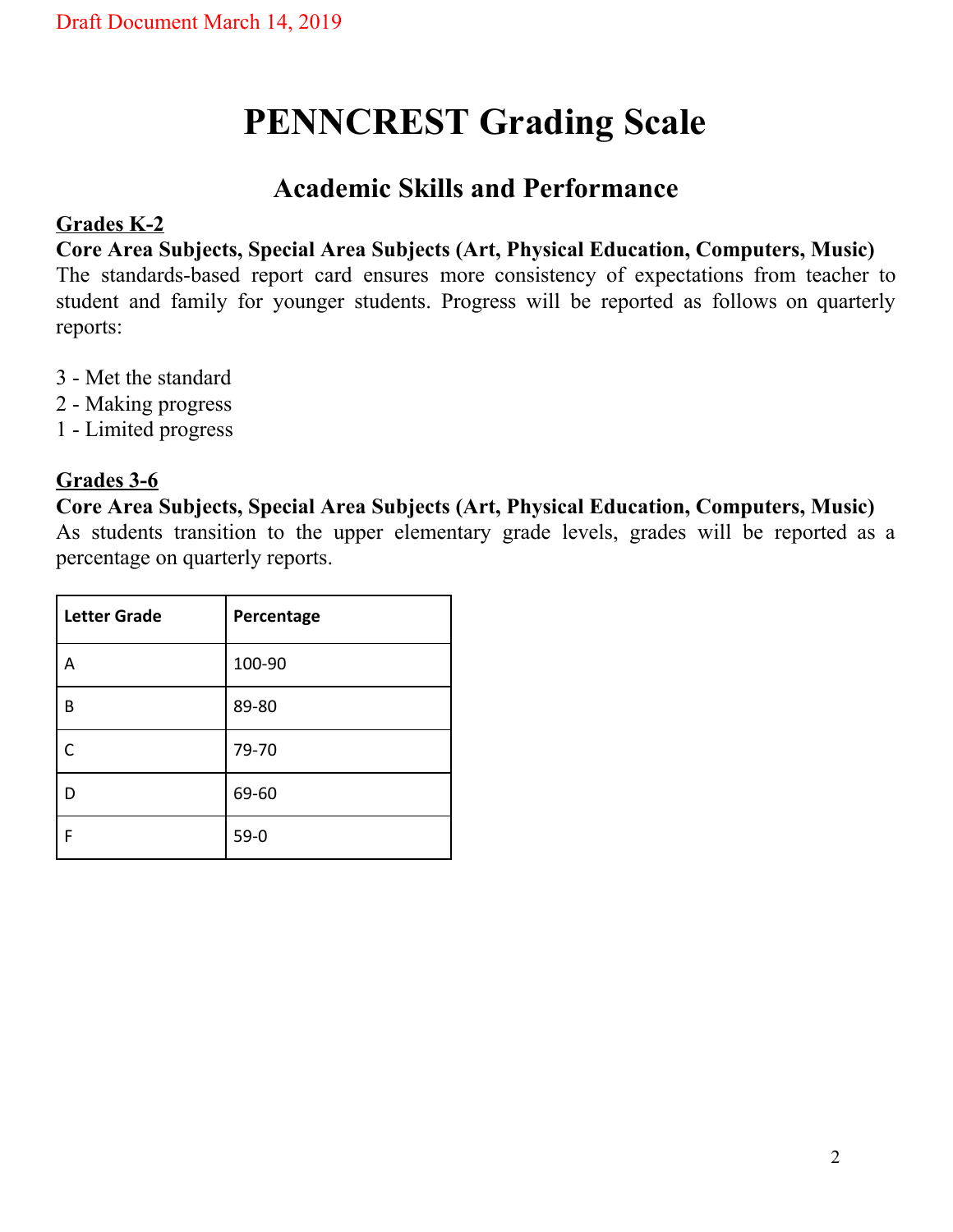Draft Document March 14, 2019

# PENNCREST Grading Scale

## Academic Skills and Performance

**Grades K-2**

**Core Area Subjects, Special Area Subjects (Art, Physical Education, Computers, Music)**

The standards-based report card ensures more consistency of expectations from teacher to student and family for younger students. Progress will be reported as follows on quarterly reports:

3 - Met the standard
2 - Making progress
1 - Limited progress

**Grades 3-6**

**Core Area Subjects, Special Area Subjects (Art, Physical Education, Computers, Music)**

As students transition to the upper elementary grade levels, grades will be reported as a percentage on quarterly reports.

| Letter Grade | Percentage |
| --- | --- |
| A | 100-90 |
| B | 89-80 |
| C | 79-70 |
| D | 69-60 |
| F | 59-0 |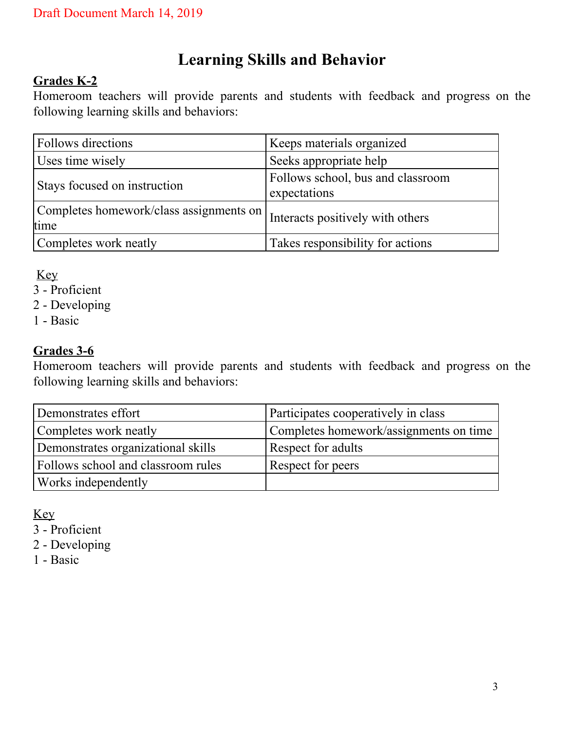Draft Document March 14, 2019

# Learning Skills and Behavior

## Grades K-2

Homeroom teachers will provide parents and students with feedback and progress on the following learning skills and behaviors:

| | |
|---|---|
| Follows directions | Keeps materials organized |
| Uses time wisely | Seeks appropriate help |
| Stays focused on instruction | Follows school, bus and classroom expectations |
| Completes homework/class assignments on time | Interacts positively with others |
| Completes work neatly | Takes responsibility for actions |

Key
3 - Proficient
2 - Developing
1 - Basic

## Grades 3-6

Homeroom teachers will provide parents and students with feedback and progress on the following learning skills and behaviors:

| | |
|---|---|
| Demonstrates effort | Participates cooperatively in class |
| Completes work neatly | Completes homework/assignments on time |
| Demonstrates organizational skills | Respect for adults |
| Follows school and classroom rules | Respect for peers |
| Works independently | |

Key
3 - Proficient
2 - Developing
1 - Basic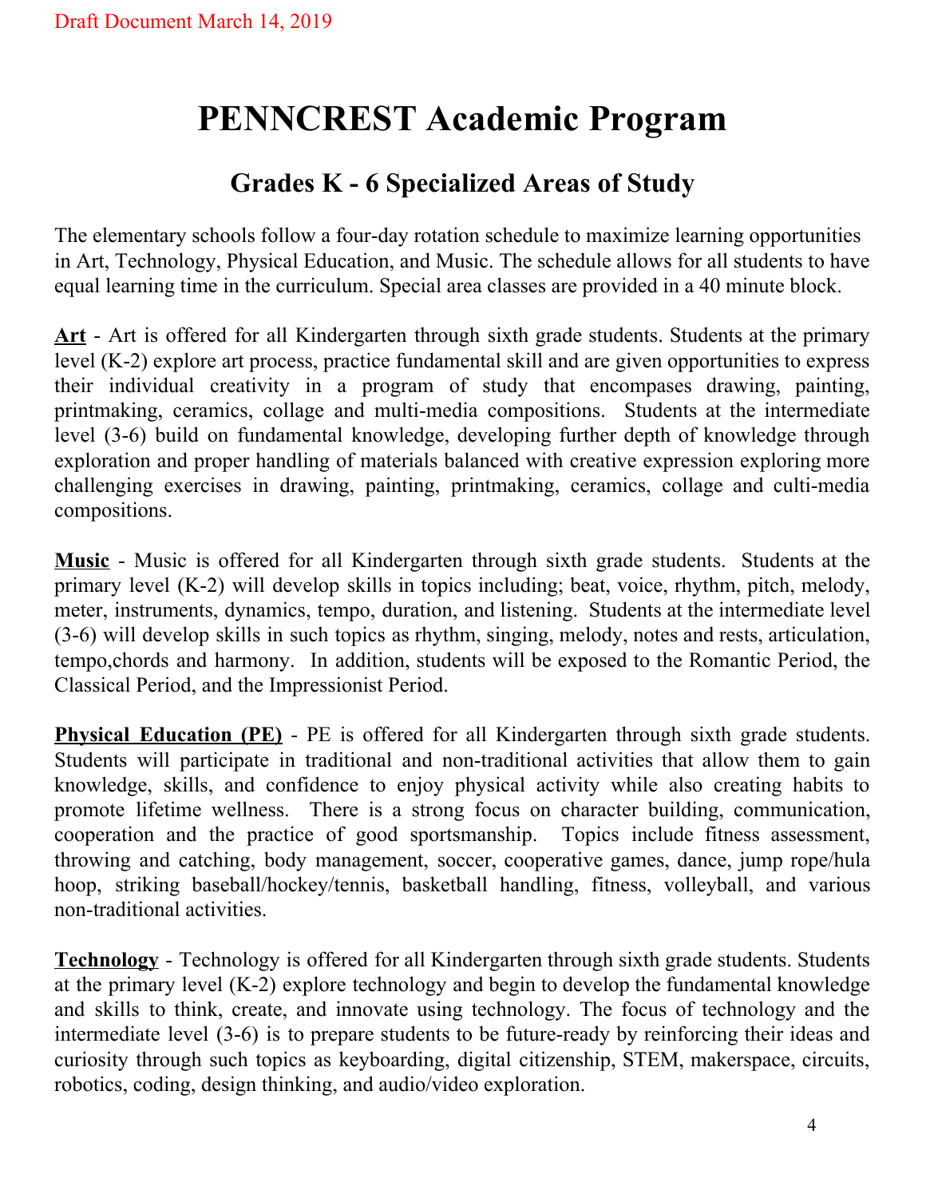Draft Document March 14, 2019

# PENNCREST Academic Program

## Grades K - 6 Specialized Areas of Study

The elementary schools follow a four-day rotation schedule to maximize learning opportunities in Art, Technology, Physical Education, and Music. The schedule allows for all students to have equal learning time in the curriculum. Special area classes are provided in a 40 minute block.

**Art** - Art is offered for all Kindergarten through sixth grade students. Students at the primary level (K-2) explore art process, practice fundamental skill and are given opportunities to express their individual creativity in a program of study that encompases drawing, painting, printmaking, ceramics, collage and multi-media compositions. Students at the intermediate level (3-6) build on fundamental knowledge, developing further depth of knowledge through exploration and proper handling of materials balanced with creative expression exploring more challenging exercises in drawing, painting, printmaking, ceramics, collage and culti-media compositions.

**Music** - Music is offered for all Kindergarten through sixth grade students. Students at the primary level (K-2) will develop skills in topics including; beat, voice, rhythm, pitch, melody, meter, instruments, dynamics, tempo, duration, and listening. Students at the intermediate level (3-6) will develop skills in such topics as rhythm, singing, melody, notes and rests, articulation, tempo,chords and harmony. In addition, students will be exposed to the Romantic Period, the Classical Period, and the Impressionist Period.

**Physical Education (PE)** - PE is offered for all Kindergarten through sixth grade students. Students will participate in traditional and non-traditional activities that allow them to gain knowledge, skills, and confidence to enjoy physical activity while also creating habits to promote lifetime wellness. There is a strong focus on character building, communication, cooperation and the practice of good sportsmanship. Topics include fitness assessment, throwing and catching, body management, soccer, cooperative games, dance, jump rope/hula hoop, striking baseball/hockey/tennis, basketball handling, fitness, volleyball, and various non-traditional activities.

**Technology** - Technology is offered for all Kindergarten through sixth grade students. Students at the primary level (K-2) explore technology and begin to develop the fundamental knowledge and skills to think, create, and innovate using technology. The focus of technology and the intermediate level (3-6) is to prepare students to be future-ready by reinforcing their ideas and curiosity through such topics as keyboarding, digital citizenship, STEM, makerspace, circuits, robotics, coding, design thinking, and audio/video exploration.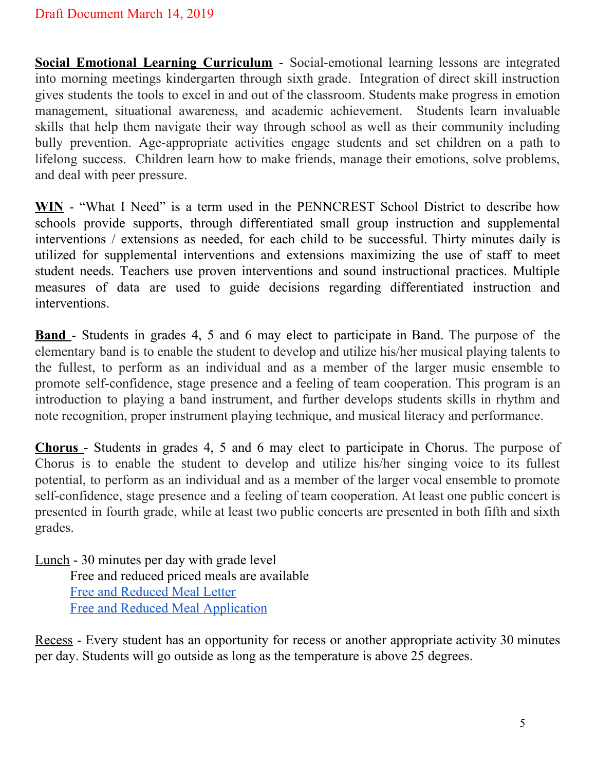Draft Document March 14, 2019

**Social Emotional Learning Curriculum** - Social-emotional learning lessons are integrated into morning meetings kindergarten through sixth grade. Integration of direct skill instruction gives students the tools to excel in and out of the classroom. Students make progress in emotion management, situational awareness, and academic achievement. Students learn invaluable skills that help them navigate their way through school as well as their community including bully prevention. Age-appropriate activities engage students and set children on a path to lifelong success. Children learn how to make friends, manage their emotions, solve problems, and deal with peer pressure.

**WIN** - "What I Need" is a term used in the PENNCREST School District to describe how schools provide supports, through differentiated small group instruction and supplemental interventions / extensions as needed, for each child to be successful. Thirty minutes daily is utilized for supplemental interventions and extensions maximizing the use of staff to meet student needs. Teachers use proven interventions and sound instructional practices. Multiple measures of data are used to guide decisions regarding differentiated instruction and interventions.

**Band** - Students in grades 4, 5 and 6 may elect to participate in Band. The purpose of the elementary band is to enable the student to develop and utilize his/her musical playing talents to the fullest, to perform as an individual and as a member of the larger music ensemble to promote self-confidence, stage presence and a feeling of team cooperation. This program is an introduction to playing a band instrument, and further develops students skills in rhythm and note recognition, proper instrument playing technique, and musical literacy and performance.

**Chorus** - Students in grades 4, 5 and 6 may elect to participate in Chorus. The purpose of Chorus is to enable the student to develop and utilize his/her singing voice to its fullest potential, to perform as an individual and as a member of the larger vocal ensemble to promote self-confidence, stage presence and a feeling of team cooperation. At least one public concert is presented in fourth grade, while at least two public concerts are presented in both fifth and sixth grades.

Lunch - 30 minutes per day with grade level
- Free and reduced priced meals are available
- Free and Reduced Meal Letter
- Free and Reduced Meal Application

Recess - Every student has an opportunity for recess or another appropriate activity 30 minutes per day. Students will go outside as long as the temperature is above 25 degrees.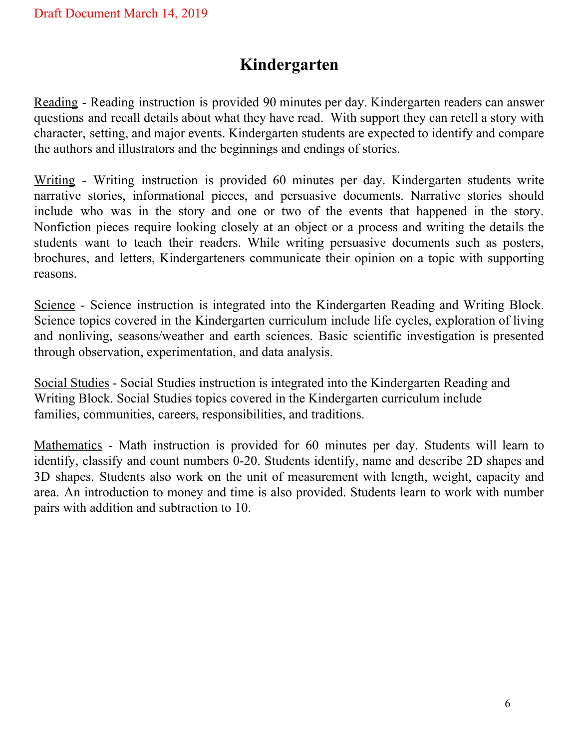Draft Document March 14, 2019

# Kindergarten

Reading - Reading instruction is provided 90 minutes per day. Kindergarten readers can answer questions and recall details about what they have read. With support they can retell a story with character, setting, and major events. Kindergarten students are expected to identify and compare the authors and illustrators and the beginnings and endings of stories.

Writing - Writing instruction is provided 60 minutes per day. Kindergarten students write narrative stories, informational pieces, and persuasive documents. Narrative stories should include who was in the story and one or two of the events that happened in the story. Nonfiction pieces require looking closely at an object or a process and writing the details the students want to teach their readers. While writing persuasive documents such as posters, brochures, and letters, Kindergarteners communicate their opinion on a topic with supporting reasons.

Science - Science instruction is integrated into the Kindergarten Reading and Writing Block. Science topics covered in the Kindergarten curriculum include life cycles, exploration of living and nonliving, seasons/weather and earth sciences. Basic scientific investigation is presented through observation, experimentation, and data analysis.

Social Studies - Social Studies instruction is integrated into the Kindergarten Reading and Writing Block. Social Studies topics covered in the Kindergarten curriculum include families, communities, careers, responsibilities, and traditions.

Mathematics - Math instruction is provided for 60 minutes per day. Students will learn to identify, classify and count numbers 0-20. Students identify, name and describe 2D shapes and 3D shapes. Students also work on the unit of measurement with length, weight, capacity and area. An introduction to money and time is also provided. Students learn to work with number pairs with addition and subtraction to 10.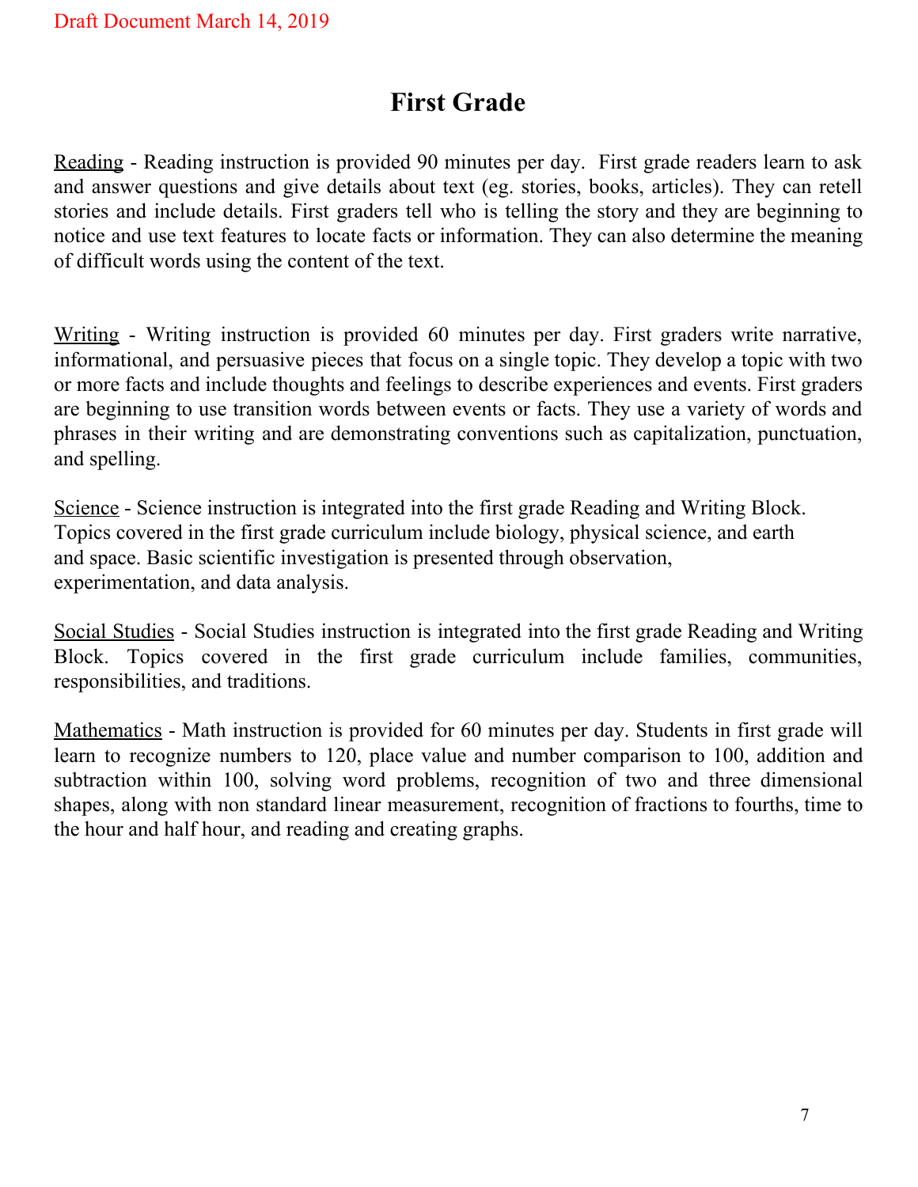# First Grade

Reading - Reading instruction is provided 90 minutes per day. First grade readers learn to ask and answer questions and give details about text (eg. stories, books, articles). They can retell stories and include details. First graders tell who is telling the story and they are beginning to notice and use text features to locate facts or information. They can also determine the meaning of difficult words using the content of the text.

Writing - Writing instruction is provided 60 minutes per day. First graders write narrative, informational, and persuasive pieces that focus on a single topic. They develop a topic with two or more facts and include thoughts and feelings to describe experiences and events. First graders are beginning to use transition words between events or facts. They use a variety of words and phrases in their writing and are demonstrating conventions such as capitalization, punctuation, and spelling.

Science - Science instruction is integrated into the first grade Reading and Writing Block. Topics covered in the first grade curriculum include biology, physical science, and earth and space. Basic scientific investigation is presented through observation, experimentation, and data analysis.

Social Studies - Social Studies instruction is integrated into the first grade Reading and Writing Block. Topics covered in the first grade curriculum include families, communities, responsibilities, and traditions.

Mathematics - Math instruction is provided for 60 minutes per day. Students in first grade will learn to recognize numbers to 120, place value and number comparison to 100, addition and subtraction within 100, solving word problems, recognition of two and three dimensional shapes, along with non standard linear measurement, recognition of fractions to fourths, time to the hour and half hour, and reading and creating graphs.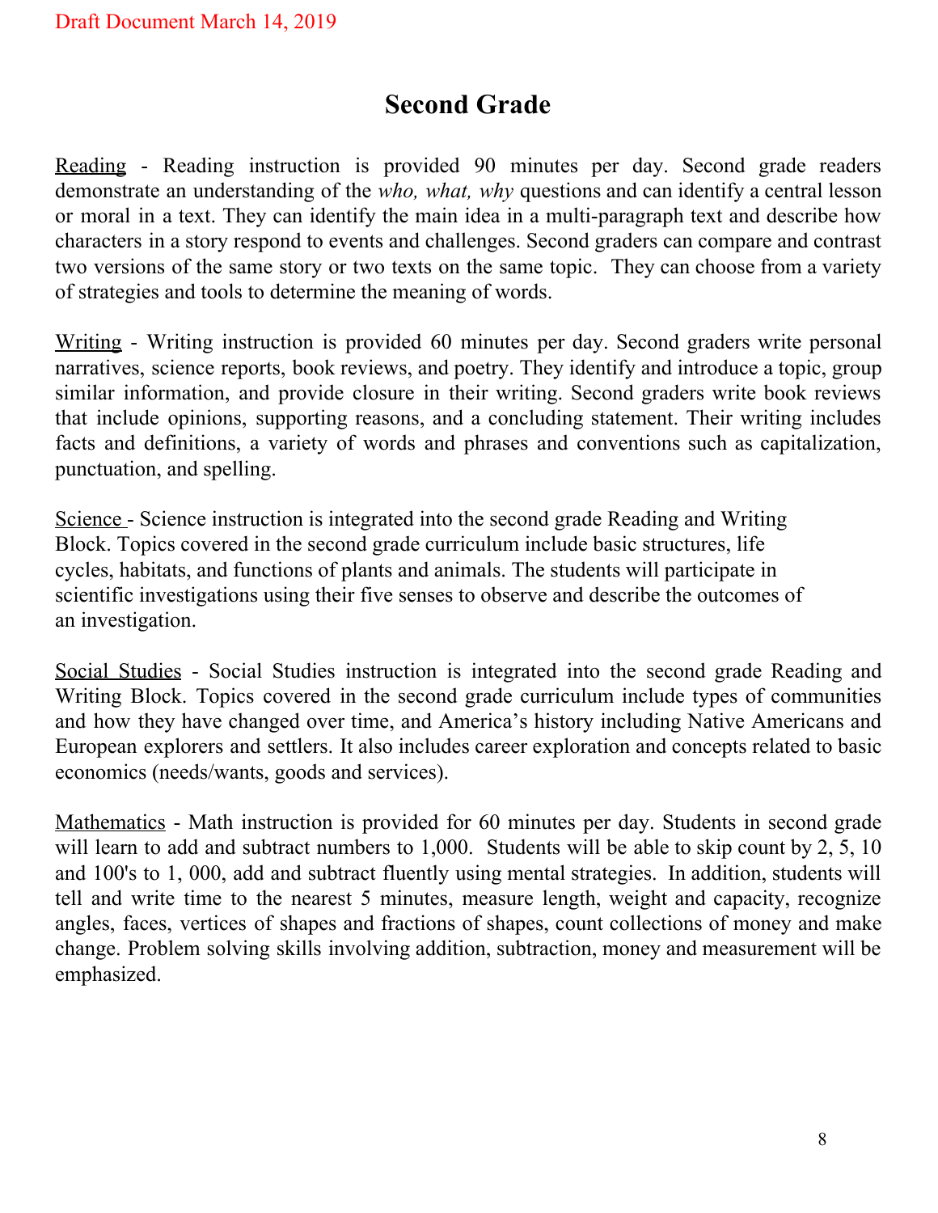Draft Document March 14, 2019

# Second Grade

Reading - Reading instruction is provided 90 minutes per day. Second grade readers demonstrate an understanding of the *who, what, why* questions and can identify a central lesson or moral in a text. They can identify the main idea in a multi-paragraph text and describe how characters in a story respond to events and challenges. Second graders can compare and contrast two versions of the same story or two texts on the same topic. They can choose from a variety of strategies and tools to determine the meaning of words.

Writing - Writing instruction is provided 60 minutes per day. Second graders write personal narratives, science reports, book reviews, and poetry. They identify and introduce a topic, group similar information, and provide closure in their writing. Second graders write book reviews that include opinions, supporting reasons, and a concluding statement. Their writing includes facts and definitions, a variety of words and phrases and conventions such as capitalization, punctuation, and spelling.

Science - Science instruction is integrated into the second grade Reading and Writing Block. Topics covered in the second grade curriculum include basic structures, life cycles, habitats, and functions of plants and animals. The students will participate in scientific investigations using their five senses to observe and describe the outcomes of an investigation.

Social Studies - Social Studies instruction is integrated into the second grade Reading and Writing Block. Topics covered in the second grade curriculum include types of communities and how they have changed over time, and America's history including Native Americans and European explorers and settlers. It also includes career exploration and concepts related to basic economics (needs/wants, goods and services).

Mathematics - Math instruction is provided for 60 minutes per day. Students in second grade will learn to add and subtract numbers to 1,000. Students will be able to skip count by 2, 5, 10 and 100's to 1, 000, add and subtract fluently using mental strategies. In addition, students will tell and write time to the nearest 5 minutes, measure length, weight and capacity, recognize angles, faces, vertices of shapes and fractions of shapes, count collections of money and make change. Problem solving skills involving addition, subtraction, money and measurement will be emphasized.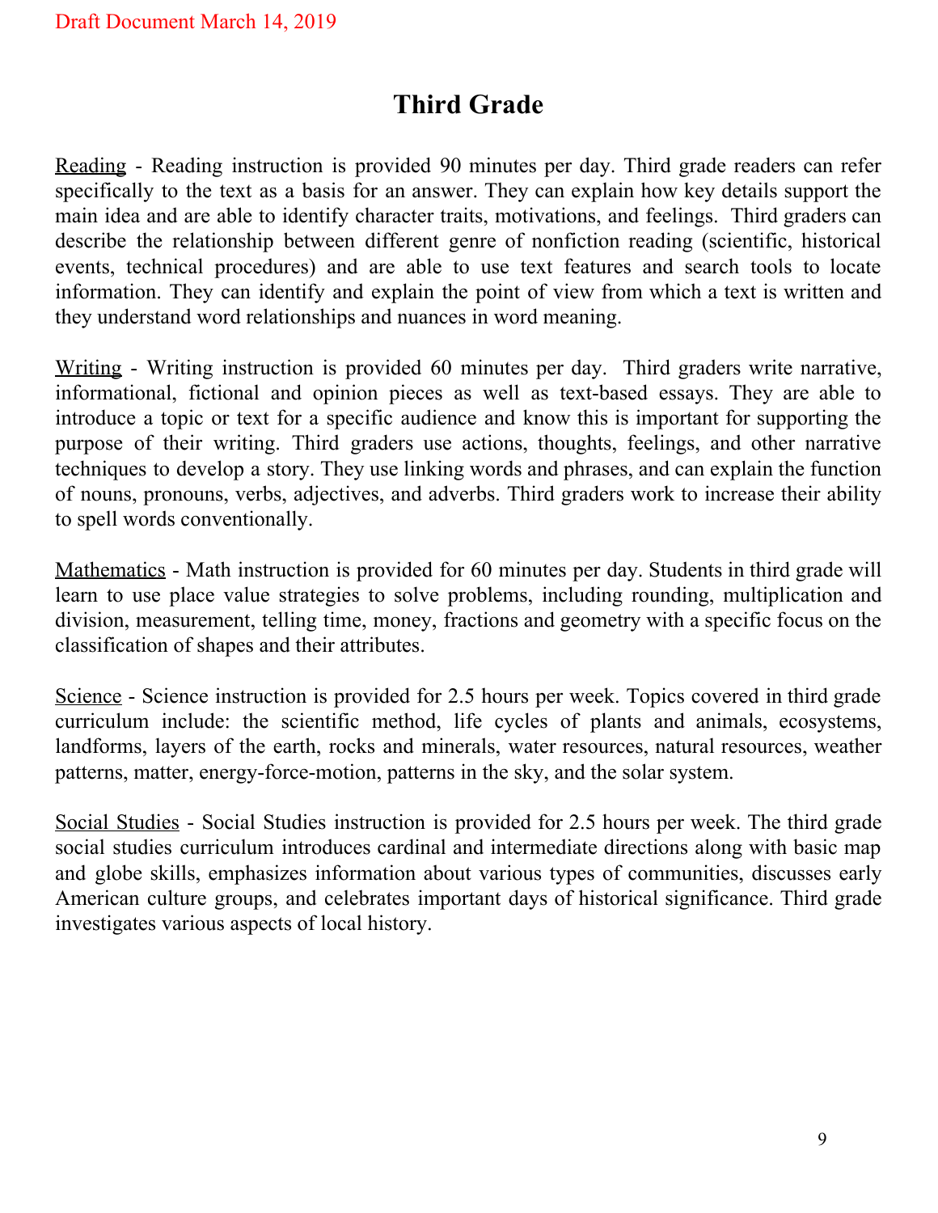Draft Document March 14, 2019

# Third Grade

Reading - Reading instruction is provided 90 minutes per day. Third grade readers can refer specifically to the text as a basis for an answer. They can explain how key details support the main idea and are able to identify character traits, motivations, and feelings. Third graders can describe the relationship between different genre of nonfiction reading (scientific, historical events, technical procedures) and are able to use text features and search tools to locate information. They can identify and explain the point of view from which a text is written and they understand word relationships and nuances in word meaning.

Writing - Writing instruction is provided 60 minutes per day. Third graders write narrative, informational, fictional and opinion pieces as well as text-based essays. They are able to introduce a topic or text for a specific audience and know this is important for supporting the purpose of their writing. Third graders use actions, thoughts, feelings, and other narrative techniques to develop a story. They use linking words and phrases, and can explain the function of nouns, pronouns, verbs, adjectives, and adverbs. Third graders work to increase their ability to spell words conventionally.

Mathematics - Math instruction is provided for 60 minutes per day. Students in third grade will learn to use place value strategies to solve problems, including rounding, multiplication and division, measurement, telling time, money, fractions and geometry with a specific focus on the classification of shapes and their attributes.

Science - Science instruction is provided for 2.5 hours per week. Topics covered in third grade curriculum include: the scientific method, life cycles of plants and animals, ecosystems, landforms, layers of the earth, rocks and minerals, water resources, natural resources, weather patterns, matter, energy-force-motion, patterns in the sky, and the solar system.

Social Studies - Social Studies instruction is provided for 2.5 hours per week. The third grade social studies curriculum introduces cardinal and intermediate directions along with basic map and globe skills, emphasizes information about various types of communities, discusses early American culture groups, and celebrates important days of historical significance. Third grade investigates various aspects of local history.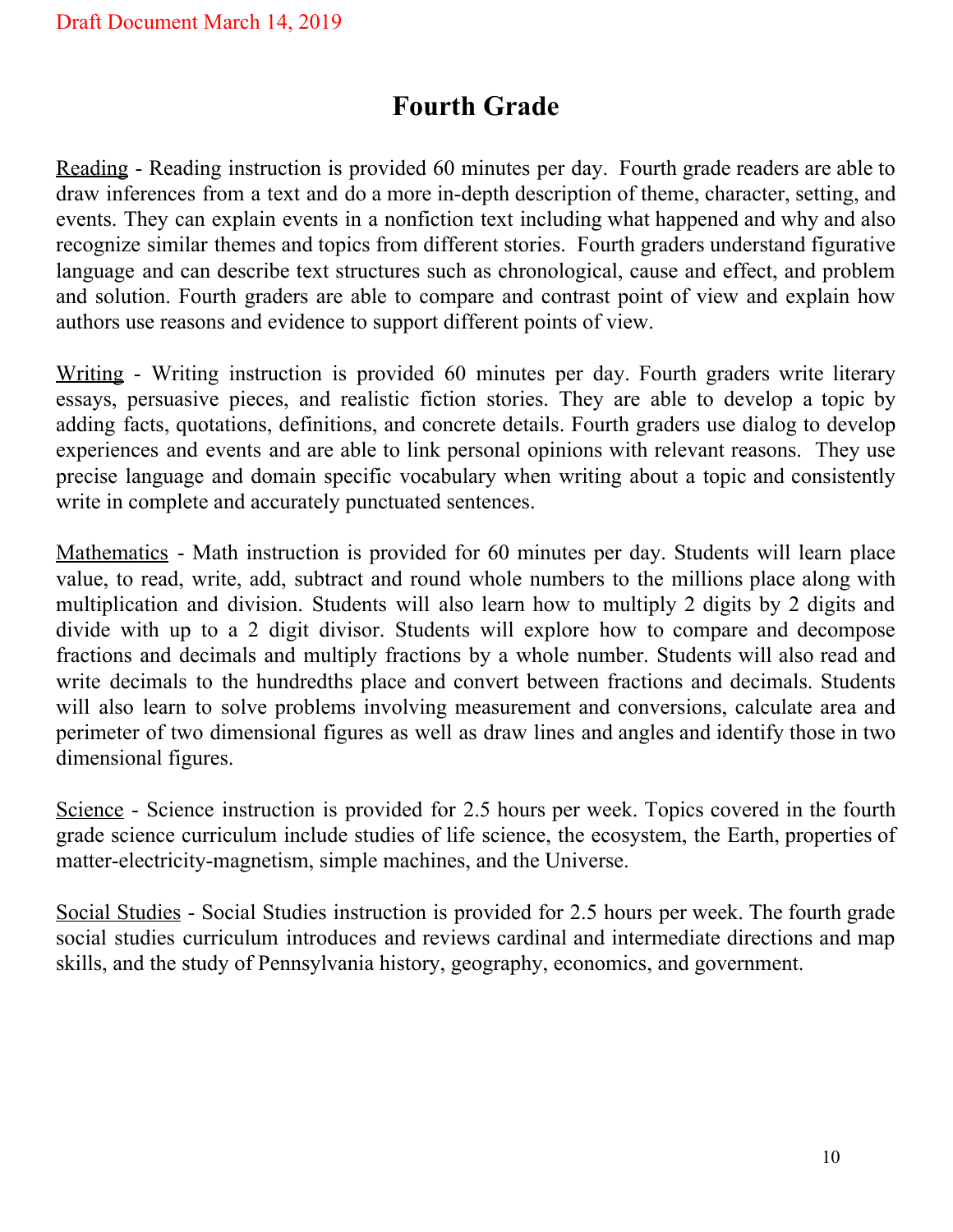Draft Document March 14, 2019

# Fourth Grade

Reading - Reading instruction is provided 60 minutes per day. Fourth grade readers are able to draw inferences from a text and do a more in-depth description of theme, character, setting, and events. They can explain events in a nonfiction text including what happened and why and also recognize similar themes and topics from different stories. Fourth graders understand figurative language and can describe text structures such as chronological, cause and effect, and problem and solution. Fourth graders are able to compare and contrast point of view and explain how authors use reasons and evidence to support different points of view.

Writing - Writing instruction is provided 60 minutes per day. Fourth graders write literary essays, persuasive pieces, and realistic fiction stories. They are able to develop a topic by adding facts, quotations, definitions, and concrete details. Fourth graders use dialog to develop experiences and events and are able to link personal opinions with relevant reasons. They use precise language and domain specific vocabulary when writing about a topic and consistently write in complete and accurately punctuated sentences.

Mathematics - Math instruction is provided for 60 minutes per day. Students will learn place value, to read, write, add, subtract and round whole numbers to the millions place along with multiplication and division. Students will also learn how to multiply 2 digits by 2 digits and divide with up to a 2 digit divisor. Students will explore how to compare and decompose fractions and decimals and multiply fractions by a whole number. Students will also read and write decimals to the hundredths place and convert between fractions and decimals. Students will also learn to solve problems involving measurement and conversions, calculate area and perimeter of two dimensional figures as well as draw lines and angles and identify those in two dimensional figures.

Science - Science instruction is provided for 2.5 hours per week. Topics covered in the fourth grade science curriculum include studies of life science, the ecosystem, the Earth, properties of matter-electricity-magnetism, simple machines, and the Universe.

Social Studies - Social Studies instruction is provided for 2.5 hours per week. The fourth grade social studies curriculum introduces and reviews cardinal and intermediate directions and map skills, and the study of Pennsylvania history, geography, economics, and government.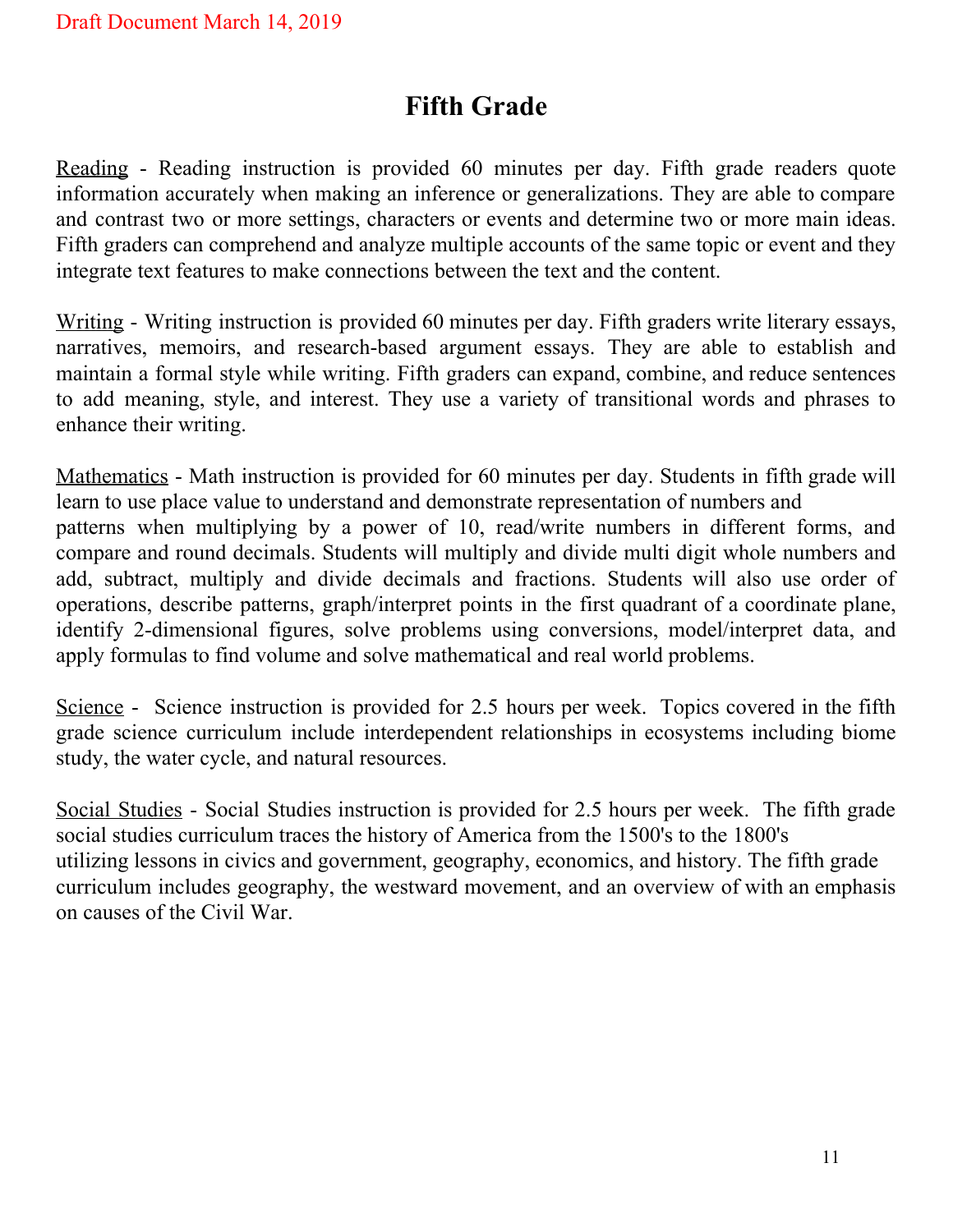Draft Document March 14, 2019

# Fifth Grade

Reading - Reading instruction is provided 60 minutes per day. Fifth grade readers quote information accurately when making an inference or generalizations. They are able to compare and contrast two or more settings, characters or events and determine two or more main ideas. Fifth graders can comprehend and analyze multiple accounts of the same topic or event and they integrate text features to make connections between the text and the content.

Writing - Writing instruction is provided 60 minutes per day. Fifth graders write literary essays, narratives, memoirs, and research-based argument essays. They are able to establish and maintain a formal style while writing. Fifth graders can expand, combine, and reduce sentences to add meaning, style, and interest. They use a variety of transitional words and phrases to enhance their writing.

Mathematics - Math instruction is provided for 60 minutes per day. Students in fifth grade will learn to use place value to understand and demonstrate representation of numbers and patterns when multiplying by a power of 10, read/write numbers in different forms, and compare and round decimals. Students will multiply and divide multi digit whole numbers and add, subtract, multiply and divide decimals and fractions. Students will also use order of operations, describe patterns, graph/interpret points in the first quadrant of a coordinate plane, identify 2-dimensional figures, solve problems using conversions, model/interpret data, and apply formulas to find volume and solve mathematical and real world problems.

Science - Science instruction is provided for 2.5 hours per week. Topics covered in the fifth grade science curriculum include interdependent relationships in ecosystems including biome study, the water cycle, and natural resources.

Social Studies - Social Studies instruction is provided for 2.5 hours per week. The fifth grade social studies curriculum traces the history of America from the 1500's to the 1800's utilizing lessons in civics and government, geography, economics, and history. The fifth grade curriculum includes geography, the westward movement, and an overview of with an emphasis on causes of the Civil War.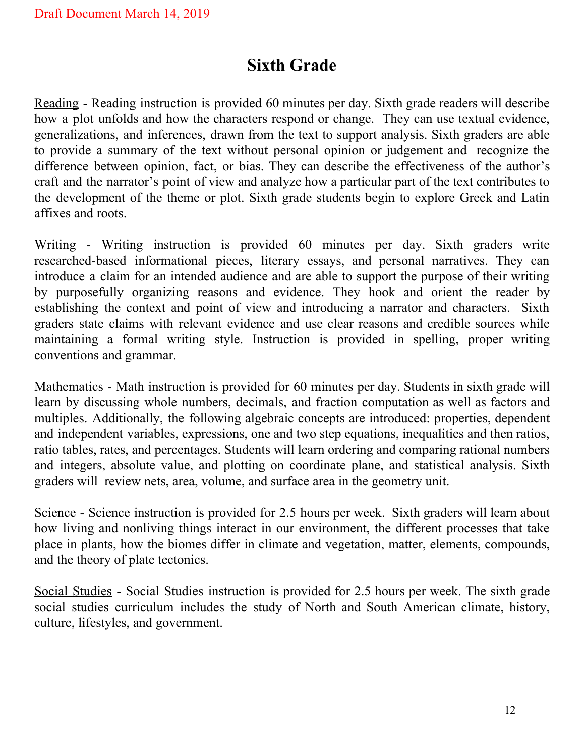Draft Document March 14, 2019

# Sixth Grade

<u>Reading</u> - Reading instruction is provided 60 minutes per day. Sixth grade readers will describe how a plot unfolds and how the characters respond or change. They can use textual evidence, generalizations, and inferences, drawn from the text to support analysis. Sixth graders are able to provide a summary of the text without personal opinion or judgement and recognize the difference between opinion, fact, or bias. They can describe the effectiveness of the author's craft and the narrator's point of view and analyze how a particular part of the text contributes to the development of the theme or plot. Sixth grade students begin to explore Greek and Latin affixes and roots.

<u>Writing</u> - Writing instruction is provided 60 minutes per day. Sixth graders write researched-based informational pieces, literary essays, and personal narratives. They can introduce a claim for an intended audience and are able to support the purpose of their writing by purposefully organizing reasons and evidence. They hook and orient the reader by establishing the context and point of view and introducing a narrator and characters. Sixth graders state claims with relevant evidence and use clear reasons and credible sources while maintaining a formal writing style. Instruction is provided in spelling, proper writing conventions and grammar.

<u>Mathematics</u> - Math instruction is provided for 60 minutes per day. Students in sixth grade will learn by discussing whole numbers, decimals, and fraction computation as well as factors and multiples. Additionally, the following algebraic concepts are introduced: properties, dependent and independent variables, expressions, one and two step equations, inequalities and then ratios, ratio tables, rates, and percentages. Students will learn ordering and comparing rational numbers and integers, absolute value, and plotting on coordinate plane, and statistical analysis. Sixth graders will review nets, area, volume, and surface area in the geometry unit.

<u>Science</u> - Science instruction is provided for 2.5 hours per week. Sixth graders will learn about how living and nonliving things interact in our environment, the different processes that take place in plants, how the biomes differ in climate and vegetation, matter, elements, compounds, and the theory of plate tectonics.

<u>Social Studies</u> - Social Studies instruction is provided for 2.5 hours per week. The sixth grade social studies curriculum includes the study of North and South American climate, history, culture, lifestyles, and government.